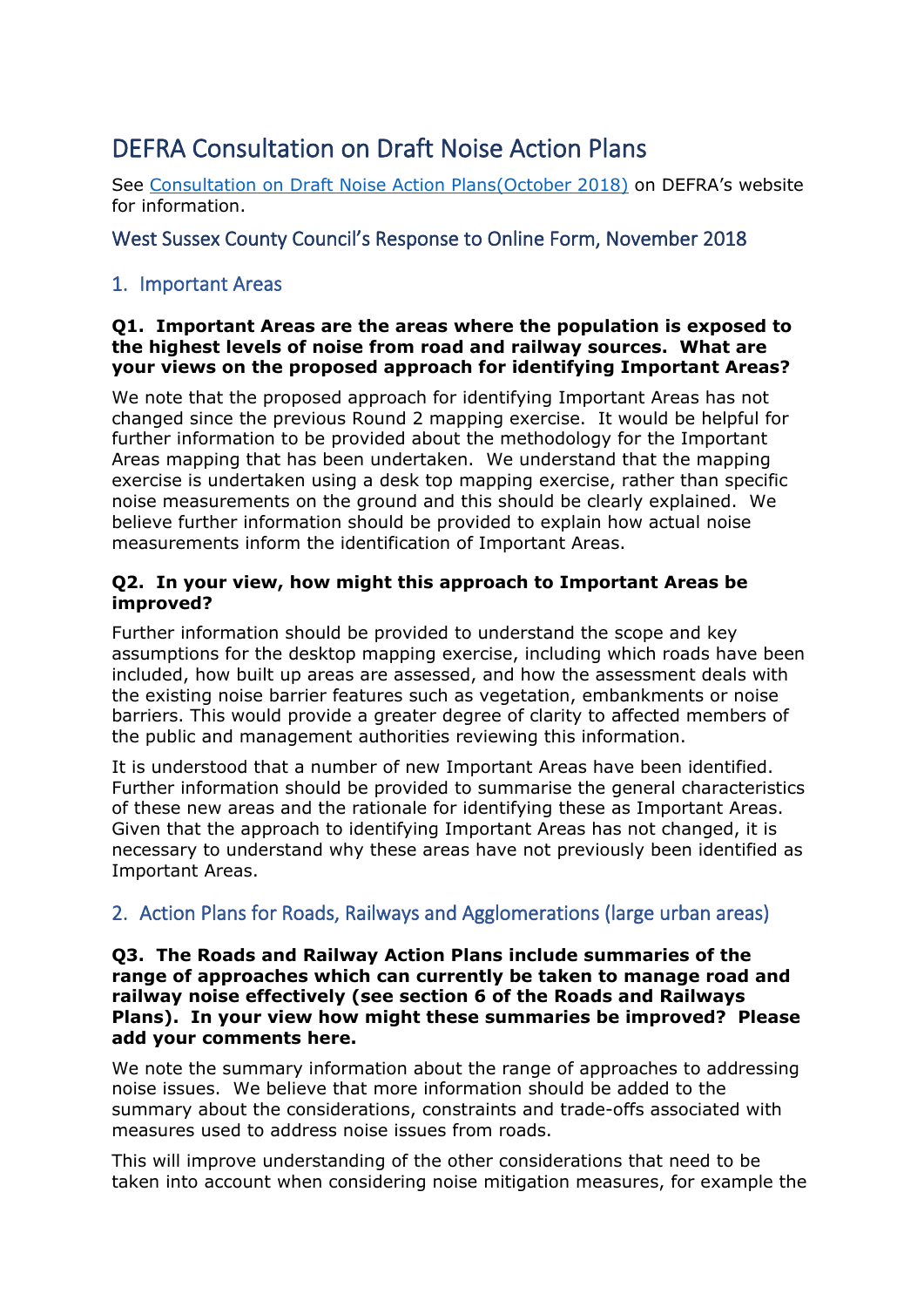# DEFRA Consultation on Draft Noise Action Plans

See [Consultation on Draft Noise Action Plans(October 2018)]() on DEFRA's website for information.

## West Sussex County Council's Response to Online Form, November 2018

### 1. Important Areas

**Q1. Important Areas are the areas where the population is exposed to the highest levels of noise from road and railway sources. What are your views on the proposed approach for identifying Important Areas?**

We note that the proposed approach for identifying Important Areas has not changed since the previous Round 2 mapping exercise. It would be helpful for further information to be provided about the methodology for the Important Areas mapping that has been undertaken. We understand that the mapping exercise is undertaken using a desk top mapping exercise, rather than specific noise measurements on the ground and this should be clearly explained. We believe further information should be provided to explain how actual noise measurements inform the identification of Important Areas.

**Q2. In your view, how might this approach to Important Areas be improved?**

Further information should be provided to understand the scope and key assumptions for the desktop mapping exercise, including which roads have been included, how built up areas are assessed, and how the assessment deals with the existing noise barrier features such as vegetation, embankments or noise barriers. This would provide a greater degree of clarity to affected members of the public and management authorities reviewing this information.

It is understood that a number of new Important Areas have been identified. Further information should be provided to summarise the general characteristics of these new areas and the rationale for identifying these as Important Areas. Given that the approach to identifying Important Areas has not changed, it is necessary to understand why these areas have not previously been identified as Important Areas.

### 2. Action Plans for Roads, Railways and Agglomerations (large urban areas)

**Q3. The Roads and Railway Action Plans include summaries of the range of approaches which can currently be taken to manage road and railway noise effectively (see section 6 of the Roads and Railways Plans). In your view how might these summaries be improved? Please add your comments here.**

We note the summary information about the range of approaches to addressing noise issues. We believe that more information should be added to the summary about the considerations, constraints and trade-offs associated with measures used to address noise issues from roads.

This will improve understanding of the other considerations that need to be taken into account when considering noise mitigation measures, for example the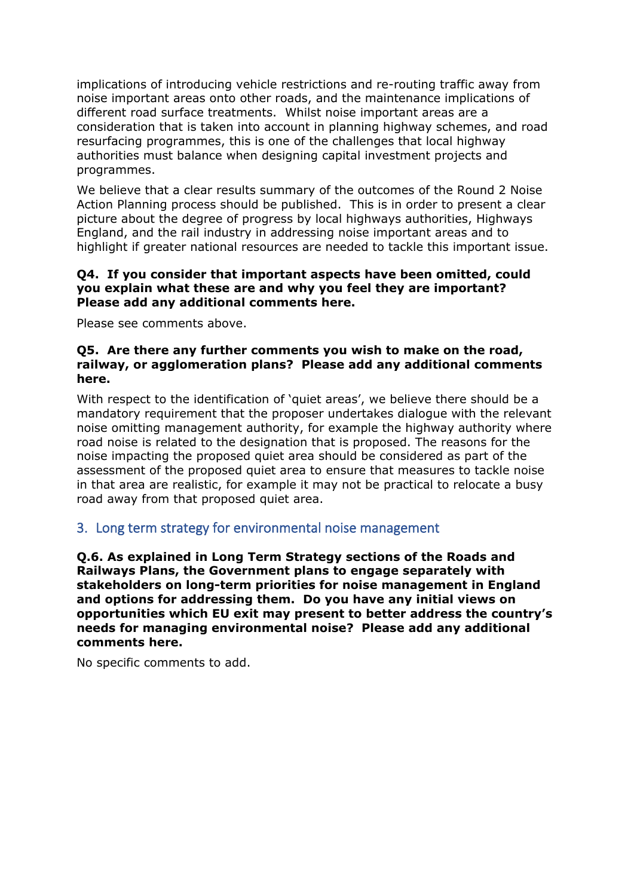implications of introducing vehicle restrictions and re-routing traffic away from noise important areas onto other roads, and the maintenance implications of different road surface treatments. Whilst noise important areas are a consideration that is taken into account in planning highway schemes, and road resurfacing programmes, this is one of the challenges that local highway authorities must balance when designing capital investment projects and programmes.

We believe that a clear results summary of the outcomes of the Round 2 Noise Action Planning process should be published. This is in order to present a clear picture about the degree of progress by local highways authorities, Highways England, and the rail industry in addressing noise important areas and to highlight if greater national resources are needed to tackle this important issue.

**Q4. If you consider that important aspects have been omitted, could you explain what these are and why you feel they are important? Please add any additional comments here.**

Please see comments above.

**Q5. Are there any further comments you wish to make on the road, railway, or agglomeration plans? Please add any additional comments here.**

With respect to the identification of 'quiet areas', we believe there should be a mandatory requirement that the proposer undertakes dialogue with the relevant noise omitting management authority, for example the highway authority where road noise is related to the designation that is proposed. The reasons for the noise impacting the proposed quiet area should be considered as part of the assessment of the proposed quiet area to ensure that measures to tackle noise in that area are realistic, for example it may not be practical to relocate a busy road away from that proposed quiet area.

## 3. Long term strategy for environmental noise management

**Q.6. As explained in Long Term Strategy sections of the Roads and Railways Plans, the Government plans to engage separately with stakeholders on long-term priorities for noise management in England and options for addressing them. Do you have any initial views on opportunities which EU exit may present to better address the country's needs for managing environmental noise? Please add any additional comments here.**

No specific comments to add.